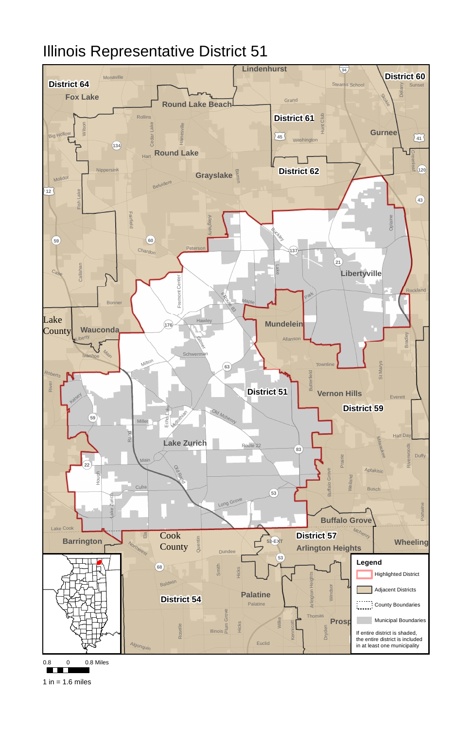# Illinois Representative District 51

**Legend**

- Highlighted District
- Adjacent Districts
- County Boundaries
- Municipal Boundaries

If entire district is shaded, the entire district is included in at least one municipality

0.8 0 0.8 Miles

1 in = 1.6 miles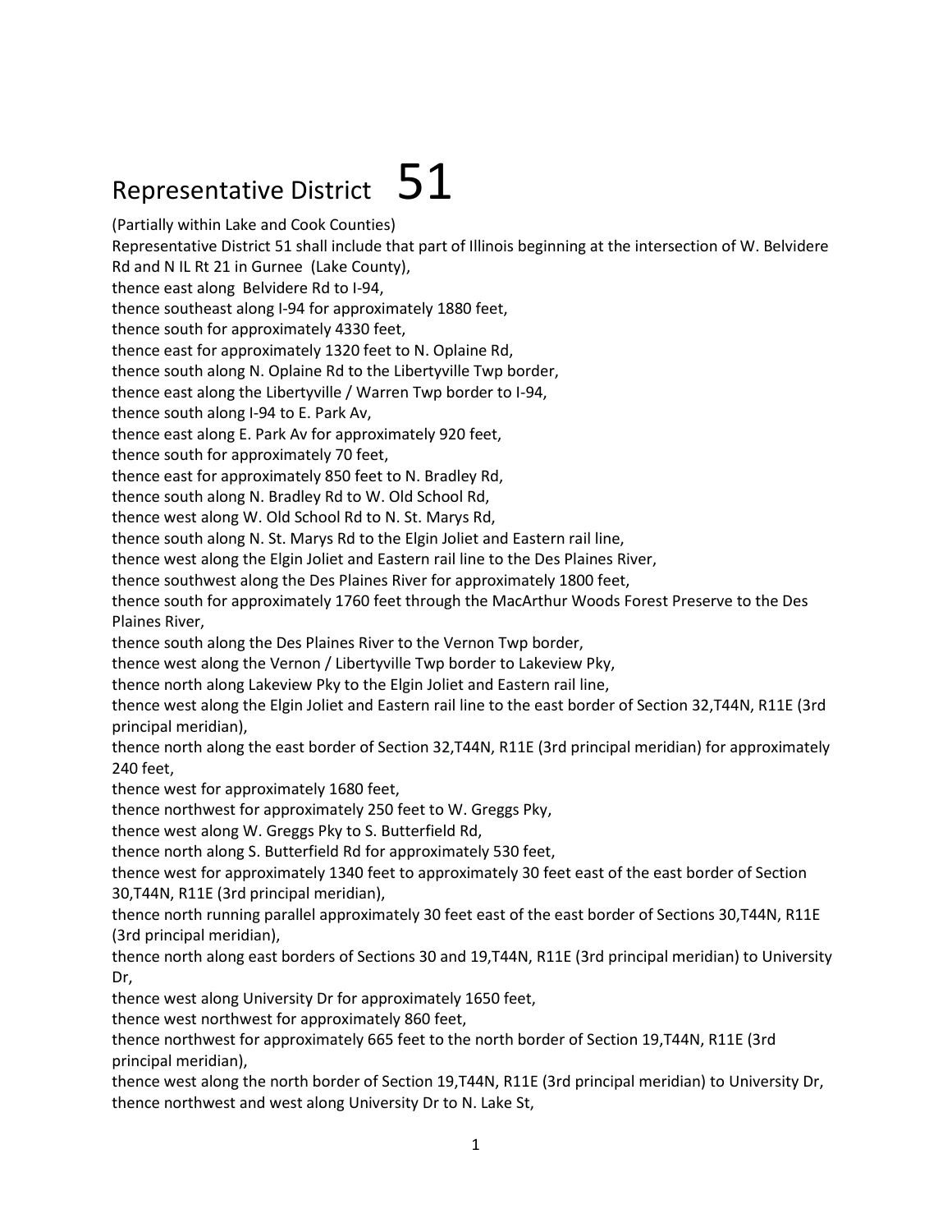# Representative District 51

(Partially within Lake and Cook Counties)

Representative District 51 shall include that part of Illinois beginning at the intersection of W. Belvidere Rd and N IL Rt 21 in Gurnee (Lake County),

thence east along Belvidere Rd to I-94,

thence southeast along I-94 for approximately 1880 feet,

thence south for approximately 4330 feet,

thence east for approximately 1320 feet to N. Oplaine Rd,

thence south along N. Oplaine Rd to the Libertyville Twp border,

thence east along the Libertyville / Warren Twp border to I-94,

thence south along I-94 to E. Park Av,

thence east along E. Park Av for approximately 920 feet,

thence south for approximately 70 feet,

thence east for approximately 850 feet to N. Bradley Rd,

thence south along N. Bradley Rd to W. Old School Rd,

thence west along W. Old School Rd to N. St. Marys Rd,

thence south along N. St. Marys Rd to the Elgin Joliet and Eastern rail line,

thence west along the Elgin Joliet and Eastern rail line to the Des Plaines River,

thence southwest along the Des Plaines River for approximately 1800 feet,

thence south for approximately 1760 feet through the MacArthur Woods Forest Preserve to the Des Plaines River,

thence south along the Des Plaines River to the Vernon Twp border,

thence west along the Vernon / Libertyville Twp border to Lakeview Pky,

thence north along Lakeview Pky to the Elgin Joliet and Eastern rail line,

thence west along the Elgin Joliet and Eastern rail line to the east border of Section 32,T44N, R11E (3rd principal meridian),

thence north along the east border of Section 32,T44N, R11E (3rd principal meridian) for approximately 240 feet,

thence west for approximately 1680 feet,

thence northwest for approximately 250 feet to W. Greggs Pky,

thence west along W. Greggs Pky to S. Butterfield Rd,

thence north along S. Butterfield Rd for approximately 530 feet,

thence west for approximately 1340 feet to approximately 30 feet east of the east border of Section 30,T44N, R11E (3rd principal meridian),

thence north running parallel approximately 30 feet east of the east border of Sections 30,T44N, R11E (3rd principal meridian),

thence north along east borders of Sections 30 and 19,T44N, R11E (3rd principal meridian) to University Dr,

thence west along University Dr for approximately 1650 feet,

thence west northwest for approximately 860 feet,

thence northwest for approximately 665 feet to the north border of Section 19,T44N, R11E (3rd principal meridian),

thence west along the north border of Section 19,T44N, R11E (3rd principal meridian) to University Dr,

thence northwest and west along University Dr to N. Lake St,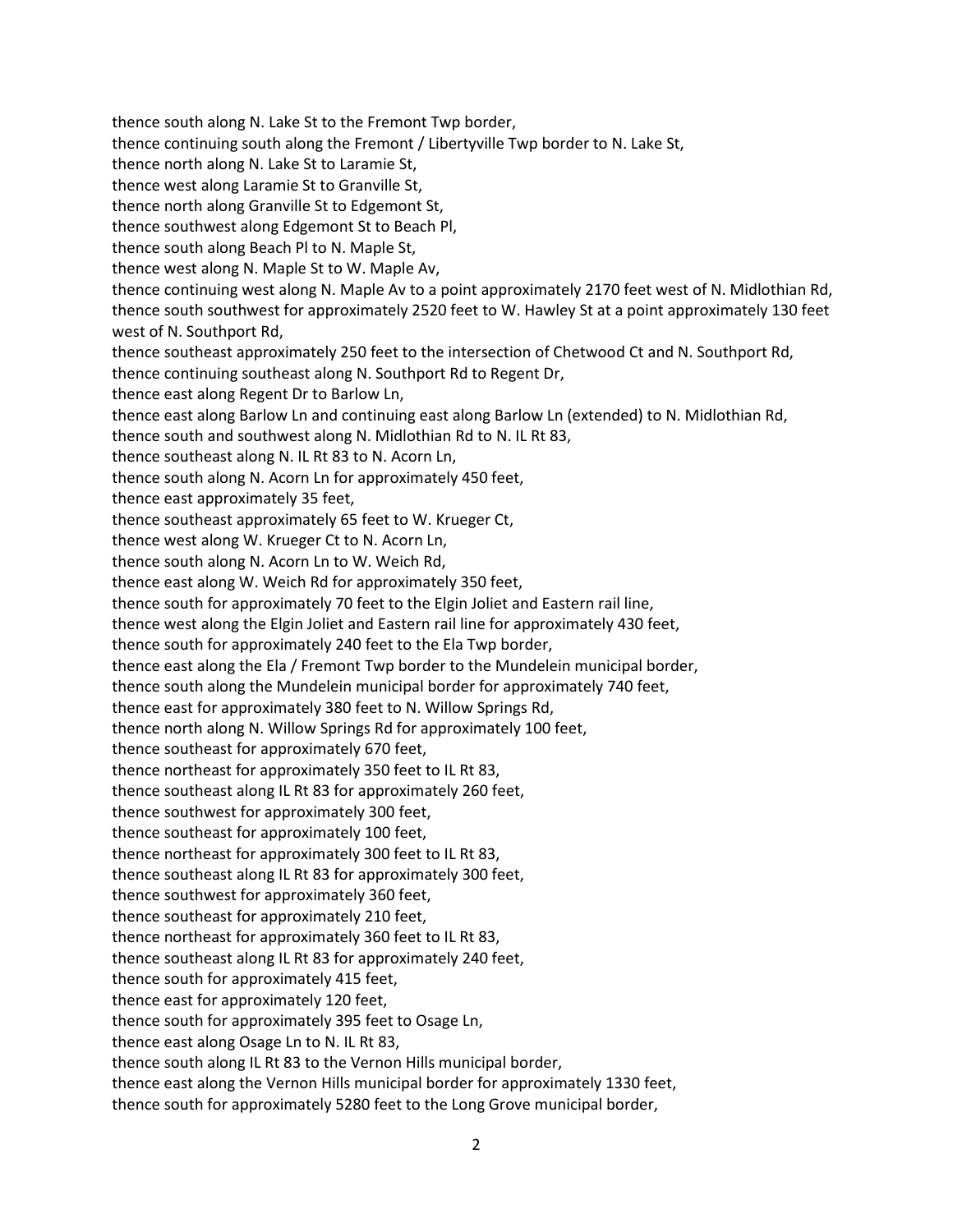thence south along N. Lake St to the Fremont Twp border,
thence continuing south along the Fremont / Libertyville Twp border to N. Lake St,
thence north along N. Lake St to Laramie St,
thence west along Laramie St to Granville St,
thence north along Granville St to Edgemont St,
thence southwest along Edgemont St to Beach Pl,
thence south along Beach Pl to N. Maple St,
thence west along N. Maple St to W. Maple Av,
thence continuing west along N. Maple Av to a point approximately 2170 feet west of N. Midlothian Rd,
thence south southwest for approximately 2520 feet to W. Hawley St at a point approximately 130 feet west of N. Southport Rd,
thence southeast approximately 250 feet to the intersection of Chetwood Ct and N. Southport Rd,
thence continuing southeast along N. Southport Rd to Regent Dr,
thence east along Regent Dr to Barlow Ln,
thence east along Barlow Ln and continuing east along Barlow Ln (extended) to N. Midlothian Rd,
thence south and southwest along N. Midlothian Rd to N. IL Rt 83,
thence southeast along N. IL Rt 83 to N. Acorn Ln,
thence south along N. Acorn Ln for approximately 450 feet,
thence east approximately 35 feet,
thence southeast approximately 65 feet to W. Krueger Ct,
thence west along W. Krueger Ct to N. Acorn Ln,
thence south along N. Acorn Ln to W. Weich Rd,
thence east along W. Weich Rd for approximately 350 feet,
thence south for approximately 70 feet to the Elgin Joliet and Eastern rail line,
thence west along the Elgin Joliet and Eastern rail line for approximately 430 feet,
thence south for approximately 240 feet to the Ela Twp border,
thence east along the Ela / Fremont Twp border to the Mundelein municipal border,
thence south along the Mundelein municipal border for approximately 740 feet,
thence east for approximately 380 feet to N. Willow Springs Rd,
thence north along N. Willow Springs Rd for approximately 100 feet,
thence southeast for approximately 670 feet,
thence northeast for approximately 350 feet to IL Rt 83,
thence southeast along IL Rt 83 for approximately 260 feet,
thence southwest for approximately 300 feet,
thence southeast for approximately 100 feet,
thence northeast for approximately 300 feet to IL Rt 83,
thence southeast along IL Rt 83 for approximately 300 feet,
thence southwest for approximately 360 feet,
thence southeast for approximately 210 feet,
thence northeast for approximately 360 feet to IL Rt 83,
thence southeast along IL Rt 83 for approximately 240 feet,
thence south for approximately 415 feet,
thence east for approximately 120 feet,
thence south for approximately 395 feet to Osage Ln,
thence east along Osage Ln to N. IL Rt 83,
thence south along IL Rt 83 to the Vernon Hills municipal border,
thence east along the Vernon Hills municipal border for approximately 1330 feet,
thence south for approximately 5280 feet to the Long Grove municipal border,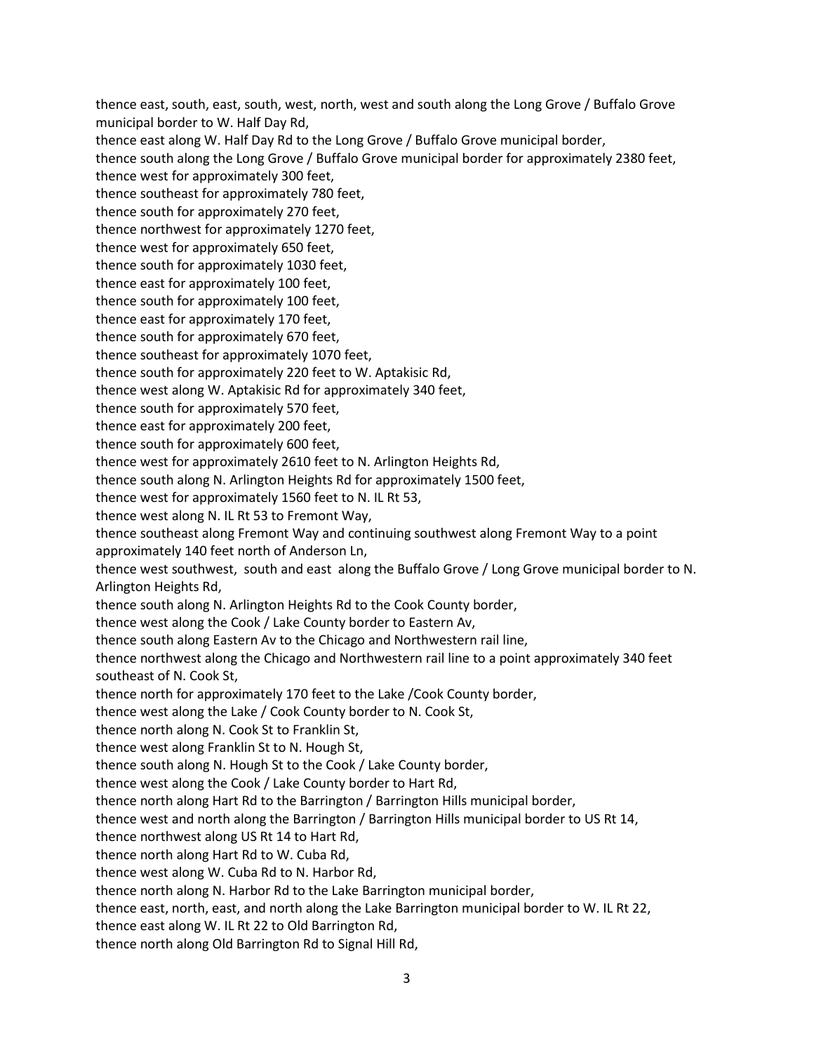thence east, south, east, south, west, north, west and south along the Long Grove / Buffalo Grove municipal border to W. Half Day Rd,
thence east along W. Half Day Rd to the Long Grove / Buffalo Grove municipal border,
thence south along the Long Grove / Buffalo Grove municipal border for approximately 2380 feet,
thence west for approximately 300 feet,
thence southeast for approximately 780 feet,
thence south for approximately 270 feet,
thence northwest for approximately 1270 feet,
thence west for approximately 650 feet,
thence south for approximately 1030 feet,
thence east for approximately 100 feet,
thence south for approximately 100 feet,
thence east for approximately 170 feet,
thence south for approximately 670 feet,
thence southeast for approximately 1070 feet,
thence south for approximately 220 feet to W. Aptakisic Rd,
thence west along W. Aptakisic Rd for approximately 340 feet,
thence south for approximately 570 feet,
thence east for approximately 200 feet,
thence south for approximately 600 feet,
thence west for approximately 2610 feet to N. Arlington Heights Rd,
thence south along N. Arlington Heights Rd for approximately 1500 feet,
thence west for approximately 1560 feet to N. IL Rt 53,
thence west along N. IL Rt 53 to Fremont Way,
thence southeast along Fremont Way and continuing southwest along Fremont Way to a point approximately 140 feet north of Anderson Ln,
thence west southwest, south and east along the Buffalo Grove / Long Grove municipal border to N. Arlington Heights Rd,
thence south along N. Arlington Heights Rd to the Cook County border,
thence west along the Cook / Lake County border to Eastern Av,
thence south along Eastern Av to the Chicago and Northwestern rail line,
thence northwest along the Chicago and Northwestern rail line to a point approximately 340 feet southeast of N. Cook St,
thence north for approximately 170 feet to the Lake /Cook County border,
thence west along the Lake / Cook County border to N. Cook St,
thence north along N. Cook St to Franklin St,
thence west along Franklin St to N. Hough St,
thence south along N. Hough St to the Cook / Lake County border,
thence west along the Cook / Lake County border to Hart Rd,
thence north along Hart Rd to the Barrington / Barrington Hills municipal border,
thence west and north along the Barrington / Barrington Hills municipal border to US Rt 14,
thence northwest along US Rt 14 to Hart Rd,
thence north along Hart Rd to W. Cuba Rd,
thence west along W. Cuba Rd to N. Harbor Rd,
thence north along N. Harbor Rd to the Lake Barrington municipal border,
thence east, north, east, and north along the Lake Barrington municipal border to W. IL Rt 22,
thence east along W. IL Rt 22 to Old Barrington Rd,
thence north along Old Barrington Rd to Signal Hill Rd,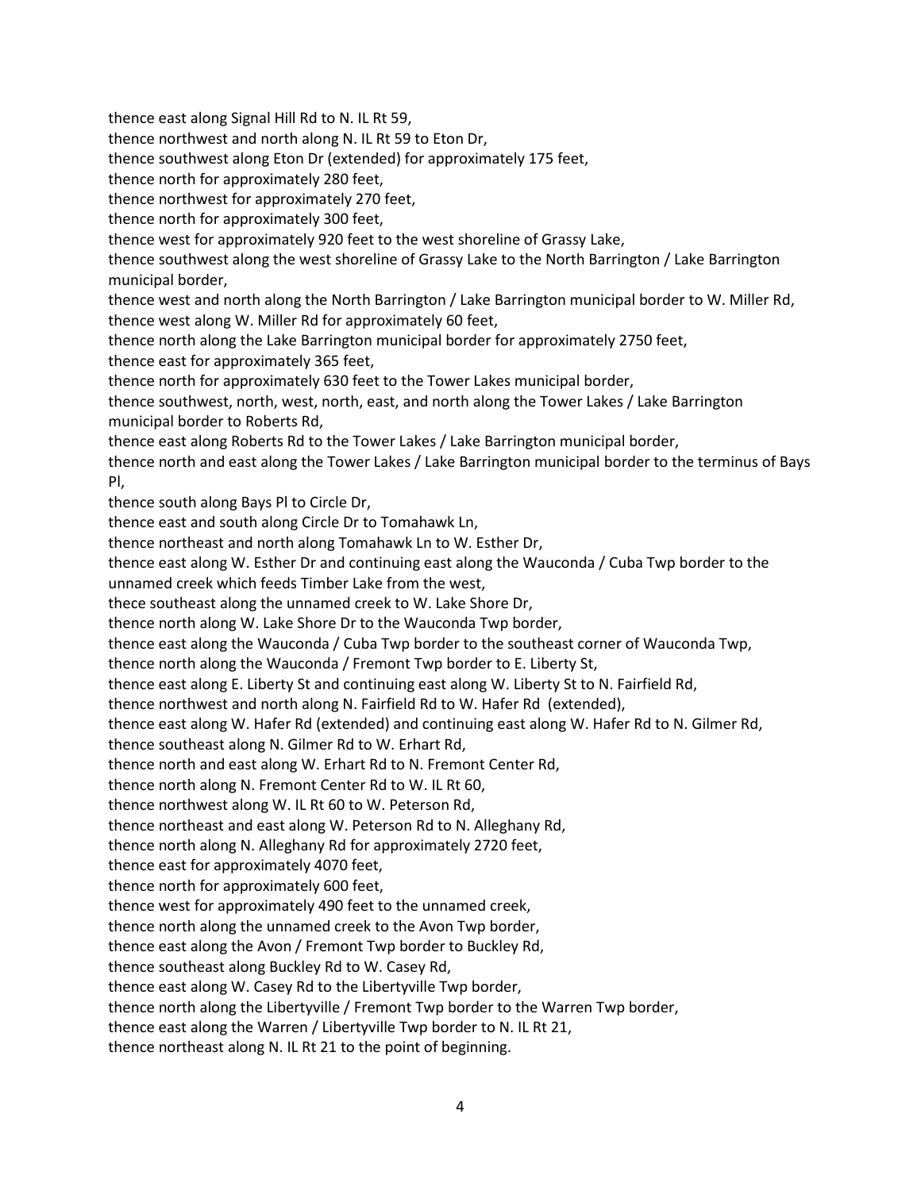thence east along Signal Hill Rd to N. IL Rt 59,
thence northwest and north along N. IL Rt 59 to Eton Dr,
thence southwest along Eton Dr (extended) for approximately 175 feet,
thence north for approximately 280 feet,
thence northwest for approximately 270 feet,
thence north for approximately 300 feet,
thence west for approximately 920 feet to the west shoreline of Grassy Lake,
thence southwest along the west shoreline of Grassy Lake to the North Barrington / Lake Barrington municipal border,
thence west and north along the North Barrington / Lake Barrington municipal border to W. Miller Rd,
thence west along W. Miller Rd for approximately 60 feet,
thence north along the Lake Barrington municipal border for approximately 2750 feet,
thence east for approximately 365 feet,
thence north for approximately 630 feet to the Tower Lakes municipal border,
thence southwest, north, west, north, east, and north along the Tower Lakes / Lake Barrington municipal border to Roberts Rd,
thence east along Roberts Rd to the Tower Lakes / Lake Barrington municipal border,
thence north and east along the Tower Lakes / Lake Barrington municipal border to the terminus of Bays Pl,
thence south along Bays Pl to Circle Dr,
thence east and south along Circle Dr to Tomahawk Ln,
thence northeast and north along Tomahawk Ln to W. Esther Dr,
thence east along W. Esther Dr and continuing east along the Wauconda / Cuba Twp border to the unnamed creek which feeds Timber Lake from the west,
thece southeast along the unnamed creek to W. Lake Shore Dr,
thence north along W. Lake Shore Dr to the Wauconda Twp border,
thence east along the Wauconda / Cuba Twp border to the southeast corner of Wauconda Twp,
thence north along the Wauconda / Fremont Twp border to E. Liberty St,
thence east along E. Liberty St and continuing east along W. Liberty St to N. Fairfield Rd,
thence northwest and north along N. Fairfield Rd to W. Hafer Rd (extended),
thence east along W. Hafer Rd (extended) and continuing east along W. Hafer Rd to N. Gilmer Rd,
thence southeast along N. Gilmer Rd to W. Erhart Rd,
thence north and east along W. Erhart Rd to N. Fremont Center Rd,
thence north along N. Fremont Center Rd to W. IL Rt 60,
thence northwest along W. IL Rt 60 to W. Peterson Rd,
thence northeast and east along W. Peterson Rd to N. Alleghany Rd,
thence north along N. Alleghany Rd for approximately 2720 feet,
thence east for approximately 4070 feet,
thence north for approximately 600 feet,
thence west for approximately 490 feet to the unnamed creek,
thence north along the unnamed creek to the Avon Twp border,
thence east along the Avon / Fremont Twp border to Buckley Rd,
thence southeast along Buckley Rd to W. Casey Rd,
thence east along W. Casey Rd to the Libertyville Twp border,
thence north along the Libertyville / Fremont Twp border to the Warren Twp border,
thence east along the Warren / Libertyville Twp border to N. IL Rt 21,
thence northeast along N. IL Rt 21 to the point of beginning.